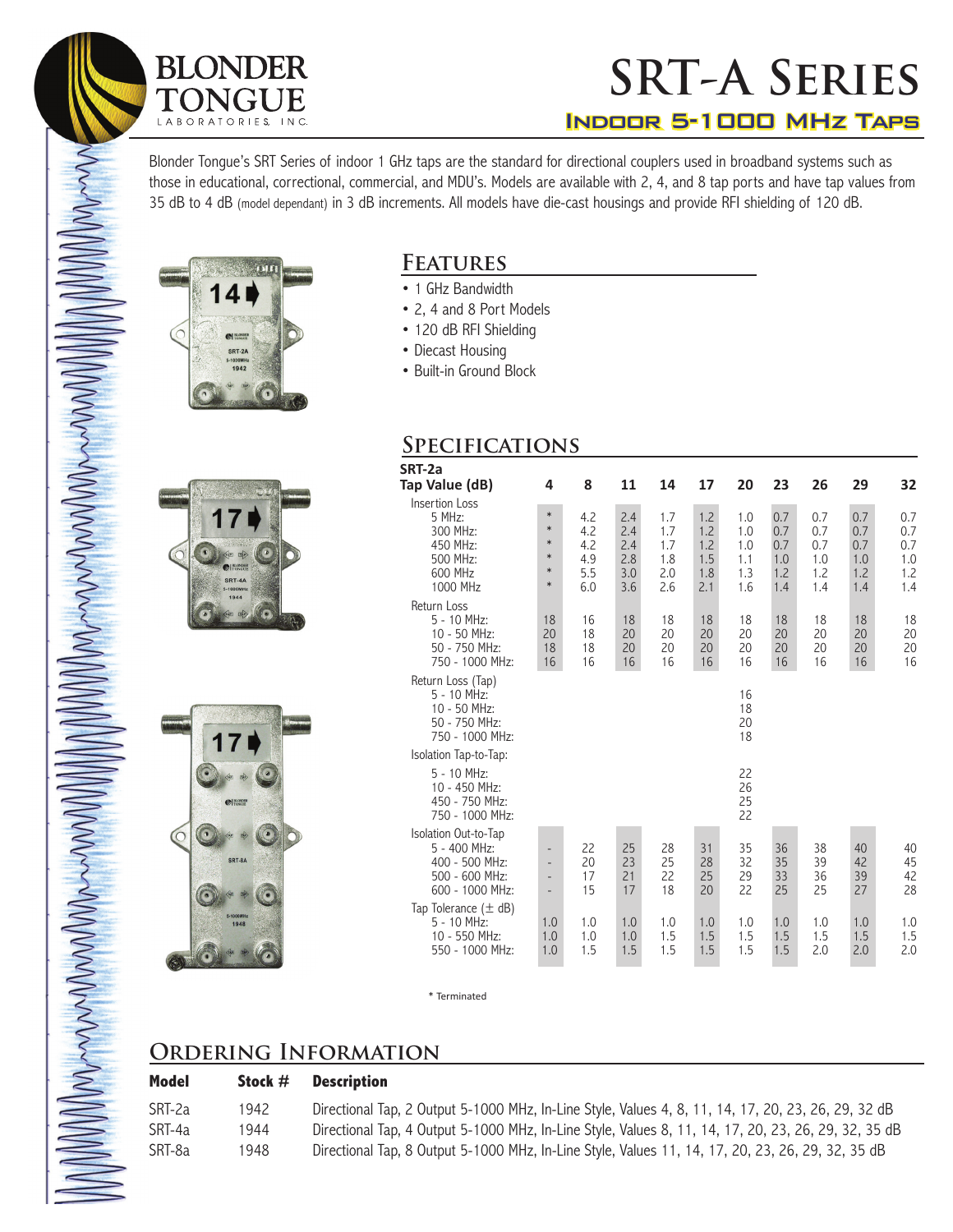# SRT-A Series

## Indoor 5-1000 MHz Taps

Blonder Tongue's SRT Series of indoor 1 GHz taps are the standard for directional couplers used in broadband systems such as those in educational, correctional, commercial, and MDU's. Models are available with 2, 4, and 8 tap ports and have tap values from 35 dB to 4 dB (model dependant) in 3 dB increments. All models have die-cast housings and provide RFI shielding of 120 dB.

## Features

- 1 GHz Bandwidth
- 2, 4 and 8 Port Models
- 120 dB RFI Shielding
- Diecast Housing
- Built-in Ground Block

## Specifications

**SRT-2a**

| Tap Value (dB) | 4 | 8 | 11 | 14 | 17 | 20 | 23 | 26 | 29 | 32 |
|---|---|---|---|---|---|---|---|---|---|---|
| **Insertion Loss** | | | | | | | | | | |
| 5 MHz: | * | 4.2 | 2.4 | 1.7 | 1.2 | 1.0 | 0.7 | 0.7 | 0.7 | 0.7 |
| 300 MHz: | * | 4.2 | 2.4 | 1.7 | 1.2 | 1.0 | 0.7 | 0.7 | 0.7 | 0.7 |
| 450 MHz: | * | 4.2 | 2.4 | 1.7 | 1.2 | 1.0 | 0.7 | 0.7 | 0.7 | 0.7 |
| 500 MHz: | * | 4.9 | 2.8 | 1.8 | 1.5 | 1.1 | 1.0 | 1.0 | 1.0 | 1.0 |
| 600 MHz | * | 5.5 | 3.0 | 2.0 | 1.8 | 1.3 | 1.2 | 1.2 | 1.2 | 1.2 |
| 1000 MHz | * | 6.0 | 3.6 | 2.6 | 2.1 | 1.6 | 1.4 | 1.4 | 1.4 | 1.4 |
| **Return Loss** | | | | | | | | | | |
| 5 - 10 MHz: | 18 | 16 | 18 | 18 | 18 | 18 | 18 | 18 | 18 | 18 |
| 10 - 50 MHz: | 20 | 18 | 20 | 20 | 20 | 20 | 20 | 20 | 20 | 20 |
| 50 - 750 MHz: | 18 | 18 | 20 | 20 | 20 | 20 | 20 | 20 | 20 | 20 |
| 750 - 1000 MHz: | 16 | 16 | 16 | 16 | 16 | 16 | 16 | 16 | 16 | 16 |
| **Return Loss (Tap)** | | | | | | | | | | |
| 5 - 10 MHz: | | | | | | 16 | | | | |
| 10 - 50 MHz: | | | | | | 18 | | | | |
| 50 - 750 MHz: | | | | | | 20 | | | | |
| 750 - 1000 MHz: | | | | | | 18 | | | | |
| **Isolation Tap-to-Tap:** | | | | | | | | | | |
| 5 - 10 MHz: | | | | | | 22 | | | | |
| 10 - 450 MHz: | | | | | | 26 | | | | |
| 450 - 750 MHz: | | | | | | 25 | | | | |
| 750 - 1000 MHz: | | | | | | 22 | | | | |
| **Isolation Out-to-Tap** | | | | | | | | | | |
| 5 - 400 MHz: | - | 22 | 25 | 28 | 31 | 35 | 36 | 38 | 40 | 40 |
| 400 - 500 MHz: | - | 20 | 23 | 25 | 28 | 32 | 35 | 39 | 42 | 45 |
| 500 - 600 MHz: | - | 17 | 21 | 22 | 25 | 29 | 33 | 36 | 39 | 42 |
| 600 - 1000 MHz: | - | 15 | 17 | 18 | 20 | 22 | 25 | 25 | 27 | 28 |
| **Tap Tolerance (± dB)** | | | | | | | | | | |
| 5 - 10 MHz: | 1.0 | 1.0 | 1.0 | 1.0 | 1.0 | 1.0 | 1.0 | 1.0 | 1.0 | 1.0 |
| 10 - 550 MHz: | 1.0 | 1.0 | 1.0 | 1.5 | 1.5 | 1.5 | 1.5 | 1.5 | 1.5 | 1.5 |
| 550 - 1000 MHz: | 1.0 | 1.5 | 1.5 | 1.5 | 1.5 | 1.5 | 1.5 | 2.0 | 2.0 | 2.0 |

\* Terminated

## Ordering Information

| Model | Stock # | Description |
|---|---|---|
| SRT-2a | 1942 | Directional Tap, 2 Output 5-1000 MHz, In-Line Style, Values 4, 8, 11, 14, 17, 20, 23, 26, 29, 32 dB |
| SRT-4a | 1944 | Directional Tap, 4 Output 5-1000 MHz, In-Line Style, Values 8, 11, 14, 17, 20, 23, 26, 29, 32, 35 dB |
| SRT-8a | 1948 | Directional Tap, 8 Output 5-1000 MHz, In-Line Style, Values 11, 14, 17, 20, 23, 26, 29, 32, 35 dB |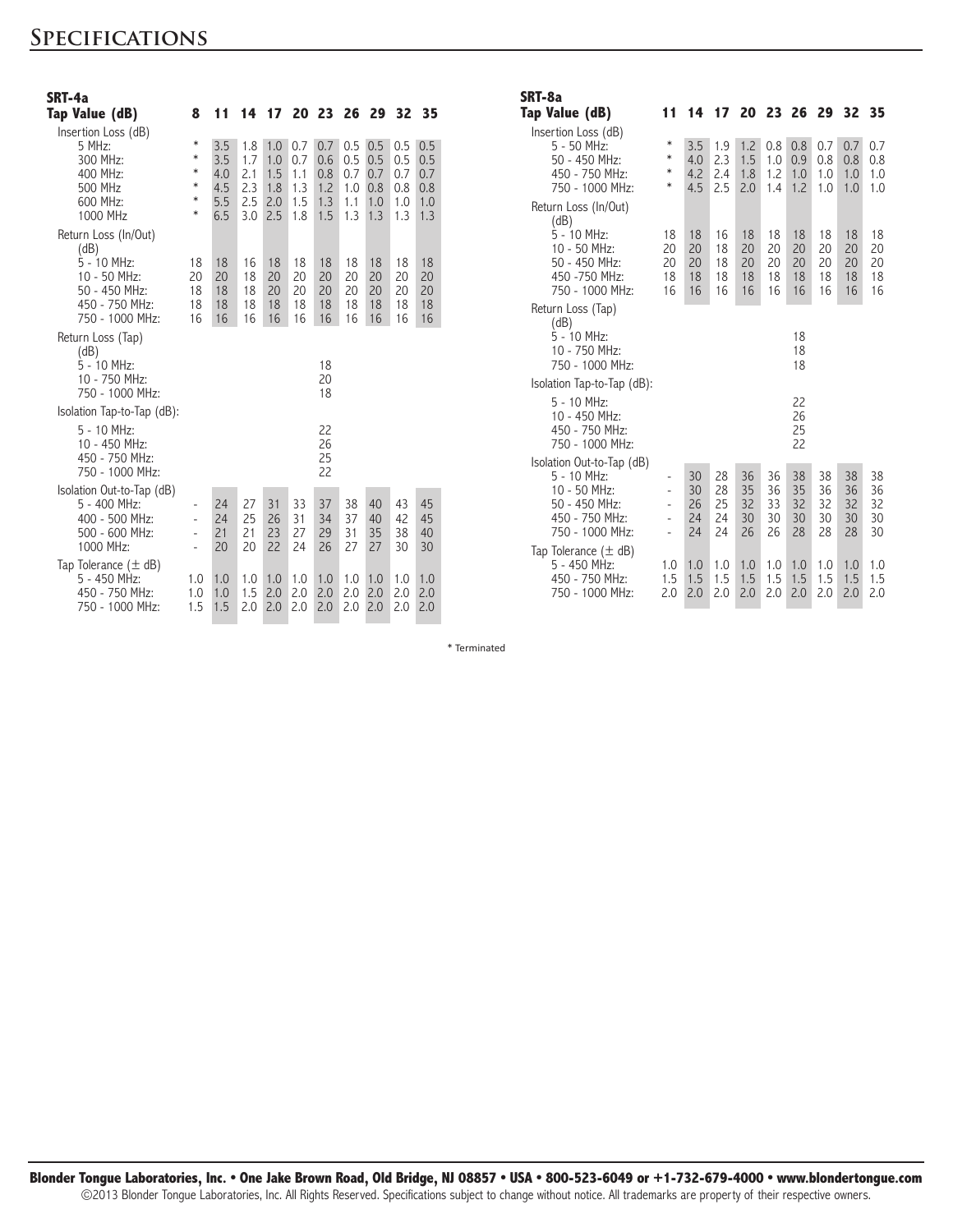# Specifications

**SRT-4a**

| Tap Value (dB) | 8 | 11 | 14 | 17 | 20 | 23 | 26 | 29 | 32 | 35 |
|---|---|---|---|---|---|---|---|---|---|---|
| Insertion Loss (dB) | | | | | | | | | | |
| 5 MHz: | * | 3.5 | 1.8 | 1.0 | 0.7 | 0.7 | 0.5 | 0.5 | 0.5 | 0.5 |
| 300 MHz: | * | 3.5 | 1.7 | 1.0 | 0.7 | 0.6 | 0.5 | 0.5 | 0.5 | 0.5 |
| 400 MHz: | * | 4.0 | 2.1 | 1.5 | 1.1 | 0.8 | 0.7 | 0.7 | 0.7 | 0.7 |
| 500 MHz | * | 4.5 | 2.3 | 1.8 | 1.3 | 1.2 | 1.0 | 0.8 | 0.8 | 0.8 |
| 600 MHz: | * | 5.5 | 2.5 | 2.0 | 1.5 | 1.3 | 1.1 | 1.0 | 1.0 | 1.0 |
| 1000 MHz | * | 6.5 | 3.0 | 2.5 | 1.8 | 1.5 | 1.3 | 1.3 | 1.3 | 1.3 |
| Return Loss (In/Out) (dB) | | | | | | | | | | |
| 5 - 10 MHz: | 18 | 18 | 16 | 18 | 18 | 18 | 18 | 18 | 18 | 18 |
| 10 - 50 MHz: | 20 | 20 | 18 | 20 | 20 | 20 | 20 | 20 | 20 | 20 |
| 50 - 450 MHz: | 18 | 18 | 18 | 20 | 20 | 20 | 20 | 20 | 20 | 20 |
| 450 - 750 MHz: | 18 | 18 | 18 | 18 | 18 | 18 | 18 | 18 | 18 | 18 |
| 750 - 1000 MHz: | 16 | 16 | 16 | 16 | 16 | 16 | 16 | 16 | 16 | 16 |
| Return Loss (Tap) (dB) | | | | | | | | | | |
| 5 - 10 MHz: | | | | | | 18 | | | | |
| 10 - 750 MHz: | | | | | | 20 | | | | |
| 750 - 1000 MHz: | | | | | | 18 | | | | |
| Isolation Tap-to-Tap (dB): | | | | | | | | | | |
| 5 - 10 MHz: | | | | | | 22 | | | | |
| 10 - 450 MHz: | | | | | | 26 | | | | |
| 450 - 750 MHz: | | | | | | 25 | | | | |
| 750 - 1000 MHz: | | | | | | 22 | | | | |
| Isolation Out-to-Tap (dB) | | | | | | | | | | |
| 5 - 400 MHz: | - | 24 | 27 | 31 | 33 | 37 | 38 | 40 | 43 | 45 |
| 400 - 500 MHz: | - | 24 | 25 | 26 | 31 | 34 | 37 | 40 | 42 | 45 |
| 500 - 600 MHz: | - | 21 | 21 | 23 | 27 | 29 | 31 | 35 | 38 | 40 |
| 1000 MHz: | - | 20 | 20 | 22 | 24 | 26 | 27 | 27 | 30 | 30 |
| Tap Tolerance (± dB) | | | | | | | | | | |
| 5 - 450 MHz: | 1.0 | 1.0 | 1.0 | 1.0 | 1.0 | 1.0 | 1.0 | 1.0 | 1.0 | 1.0 |
| 450 - 750 MHz: | 1.0 | 1.0 | 1.5 | 2.0 | 2.0 | 2.0 | 2.0 | 2.0 | 2.0 | 2.0 |
| 750 - 1000 MHz: | 1.5 | 1.5 | 2.0 | 2.0 | 2.0 | 2.0 | 2.0 | 2.0 | 2.0 | 2.0 |

**SRT-8a**

| Tap Value (dB) | 11 | 14 | 17 | 20 | 23 | 26 | 29 | 32 | 35 |
|---|---|---|---|---|---|---|---|---|---|
| Insertion Loss (dB) | | | | | | | | | |
| 5 - 50 MHz: | * | 3.5 | 1.9 | 1.2 | 0.8 | 0.8 | 0.7 | 0.7 | 0.7 |
| 50 - 450 MHz: | * | 4.0 | 2.3 | 1.5 | 1.0 | 0.9 | 0.8 | 0.8 | 0.8 |
| 450 - 750 MHz: | * | 4.2 | 2.4 | 1.8 | 1.2 | 1.0 | 1.0 | 1.0 | 1.0 |
| 750 - 1000 MHz: | * | 4.5 | 2.5 | 2.0 | 1.4 | 1.2 | 1.0 | 1.0 | 1.0 |
| Return Loss (In/Out) (dB) | | | | | | | | | |
| 5 - 10 MHz: | 18 | 18 | 16 | 18 | 18 | 18 | 18 | 18 | 18 |
| 10 - 50 MHz: | 20 | 20 | 18 | 20 | 20 | 20 | 20 | 20 | 20 |
| 50 - 450 MHz: | 20 | 20 | 18 | 20 | 20 | 20 | 20 | 20 | 20 |
| 450 -750 MHz: | 18 | 18 | 18 | 18 | 18 | 18 | 18 | 18 | 18 |
| 750 - 1000 MHz: | 16 | 16 | 16 | 16 | 16 | 16 | 16 | 16 | 16 |
| Return Loss (Tap) (dB) | | | | | | | | | |
| 5 - 10 MHz: | | | | | | 18 | | | |
| 10 - 750 MHz: | | | | | | 18 | | | |
| 750 - 1000 MHz: | | | | | | 18 | | | |
| Isolation Tap-to-Tap (dB): | | | | | | | | | |
| 5 - 10 MHz: | | | | | | 22 | | | |
| 10 - 450 MHz: | | | | | | 26 | | | |
| 450 - 750 MHz: | | | | | | 25 | | | |
| 750 - 1000 MHz: | | | | | | 22 | | | |
| Isolation Out-to-Tap (dB) | | | | | | | | | |
| 5 - 10 MHz: | - | 30 | 28 | 36 | 36 | 38 | 38 | 38 | 38 |
| 10 - 50 MHz: | - | 30 | 28 | 35 | 36 | 35 | 36 | 36 | 36 |
| 50 - 450 MHz: | - | 26 | 25 | 32 | 33 | 32 | 32 | 32 | 32 |
| 450 - 750 MHz: | - | 24 | 24 | 30 | 30 | 30 | 30 | 30 | 30 |
| 750 - 1000 MHz: | - | 24 | 24 | 26 | 26 | 28 | 28 | 28 | 30 |
| Tap Tolerance (± dB) | | | | | | | | | |
| 5 - 450 MHz: | 1.0 | 1.0 | 1.0 | 1.0 | 1.0 | 1.0 | 1.0 | 1.0 | 1.0 |
| 450 - 750 MHz: | 1.5 | 1.5 | 1.5 | 1.5 | 1.5 | 1.5 | 1.5 | 1.5 | 1.5 |
| 750 - 1000 MHz: | 2.0 | 2.0 | 2.0 | 2.0 | 2.0 | 2.0 | 2.0 | 2.0 | 2.0 |

\* Terminated

**Blonder Tongue Laboratories, Inc. • One Jake Brown Road, Old Bridge, NJ 08857 • USA • 800-523-6049 or +1-732-679-4000 • www.blondertongue.com**

©2013 Blonder Tongue Laboratories, Inc. All Rights Reserved. Specifications subject to change without notice. All trademarks are property of their respective owners.